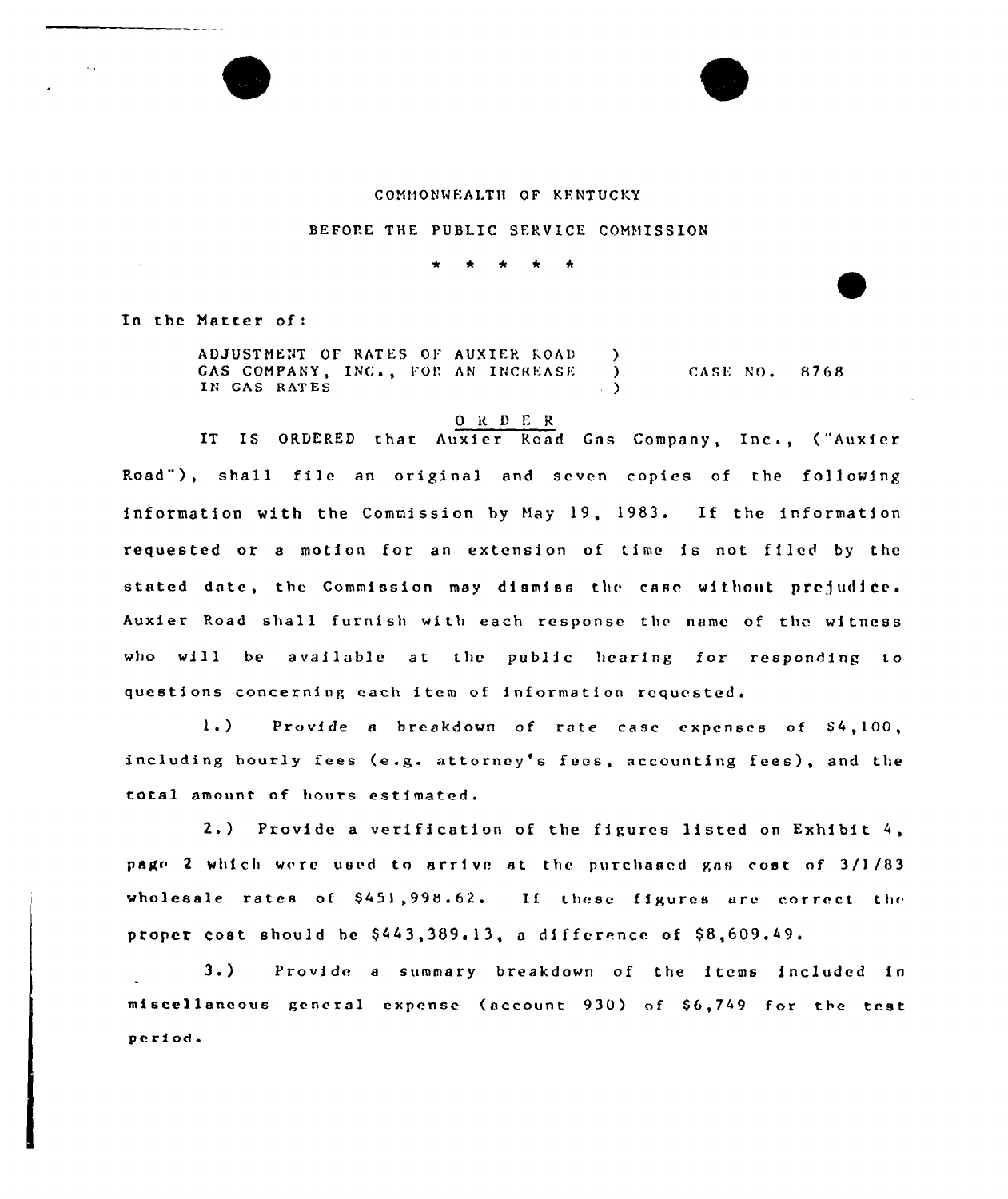COMMONWEALTH OF KENTUCKY

BEFORE THE PUBLIC SERVICE COMMISSION

\* \* \* \* \*

In the Matter of:

| | | |
|---|---|---|
| ADJUSTMENT OF RATES OF AUXIER ROAD GAS COMPANY, INC., FOR AN INCREASE IN GAS RATES | ) ) ) | CASE NO. 8768 |

O R D E R

IT IS ORDERED that Auxier Road Gas Company, Inc., ("Auxier Road"), shall file an original and seven copies of the following information with the Commission by May 19, 1983. If the information requested or a motion for an extension of time is not filed by the stated date, the Commission may dismiss the case without prejudice. Auxier Road shall furnish with each response the name of the witness who will be available at the public hearing for responding to questions concerning each item of information requested.

1.) Provide a breakdown of rate case expenses of $4,100, including hourly fees (e.g. attorney's fees, accounting fees), and the total amount of hours estimated.

2.) Provide a verification of the figures listed on Exhibit 4, page 2 which were used to arrive at the purchased gas cost of 3/1/83 wholesale rates of $451,998.62. If these figures are correct the proper cost should be $443,389.13, a difference of $8,609.49.

3.) Provide a summary breakdown of the items included in miscellaneous general expense (account 930) of $6,749 for the test period.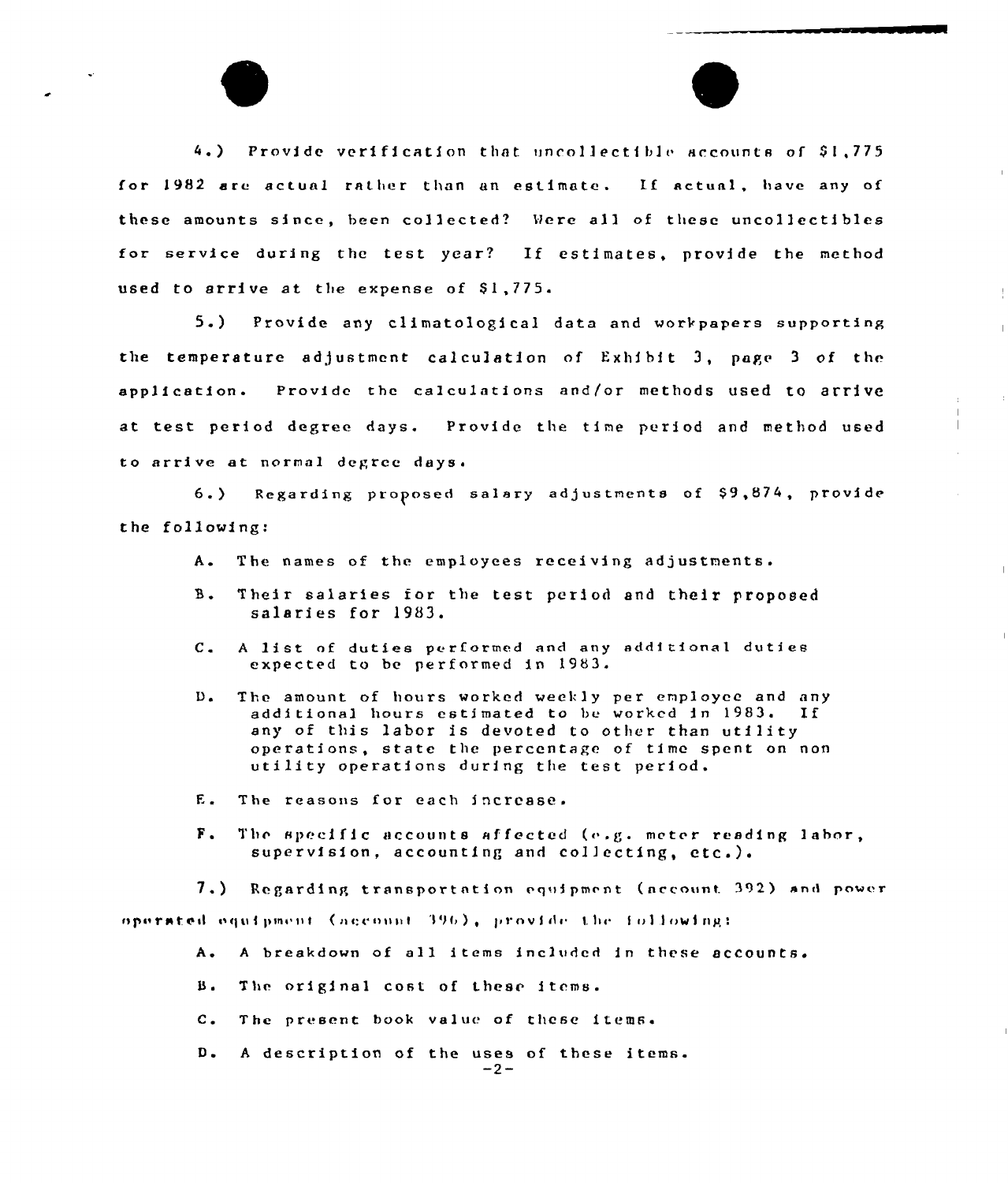4.) Provide verification that uncollectible accounts of $1,775 for 1982 are actual rather than an estimate. If actual, have any of these amounts since, been collected? Were all of these uncollectibles for service during the test year? If estimates, provide the method used to arrive at the expense of $1,775.

5.) Provide any climatological data and workpapers supporting the temperature adjustment calculation of Exhibit 3, page 3 of the application. Provide the calculations and/or methods used to arrive at test period degree days. Provide the time period and method used to arrive at normal degree days.

6.) Regarding proposed salary adjustments of $9,874, provide the following:

A. The names of the employees receiving adjustments.

B. Their salaries for the test period and their proposed salaries for 1983.

C. A list of duties performed and any additional duties expected to be performed in 1983.

D. The amount of hours worked weekly per employee and any additional hours estimated to be worked in 1983. If any of this labor is devoted to other than utility operations, state the percentage of time spent on non utility operations during the test period.

E. The reasons for each increase.

F. The specific accounts affected (e.g. meter reading labor, supervision, accounting and collecting, etc.).

7.) Regarding transportation equipment (account 392) and power operated equipment (account 396), provide the following:

A. A breakdown of all items included in these accounts.

B. The original cost of these items.

C. The present book value of these items.

D. A description of the uses of these items.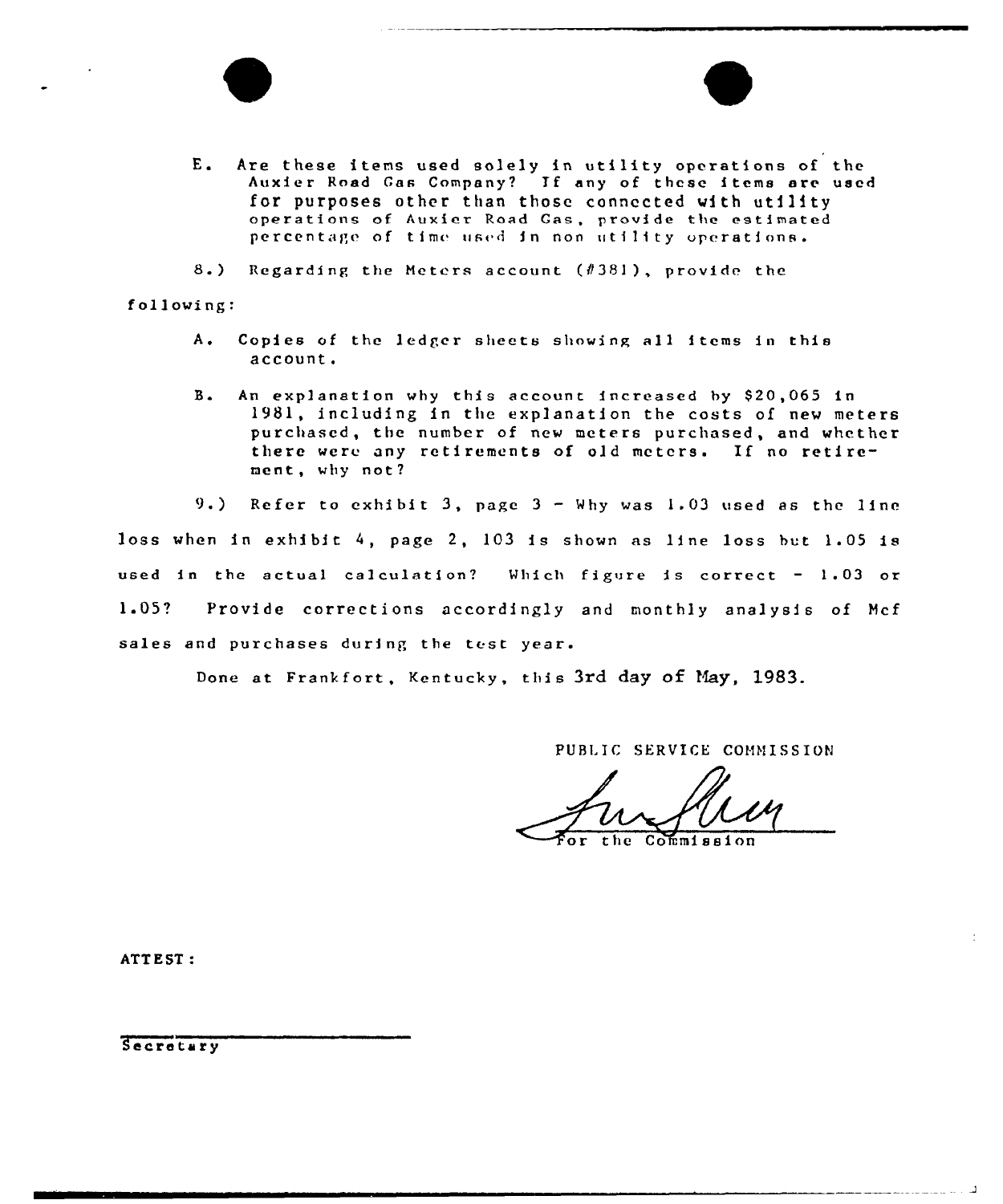E. Are these items used solely in utility operations of the Auxier Road Gas Company? If any of these items are used for purposes other than those connected with utility operations of Auxier Road Gas, provide the estimated percentage of time used in non utility operations.

8.) Regarding the Meters account (#381), provide the following:

A. Copies of the ledger sheets showing all items in this account.

B. An explanation why this account increased by $20,065 in 1981, including in the explanation the costs of new meters purchased, the number of new meters purchased, and whether there were any retirements of old meters. If no retirement, why not?

9.) Refer to exhibit 3, page 3 - Why was 1.03 used as the line loss when in exhibit 4, page 2, 103 is shown as line loss but 1.05 is used in the actual calculation? Which figure is correct - 1.03 or 1.05? Provide corrections accordingly and monthly analysis of Mcf sales and purchases during the test year.

Done at Frankfort, Kentucky, this 3rd day of May, 1983.

PUBLIC SERVICE COMMISSION

For the Commission

ATTEST:

Secretary